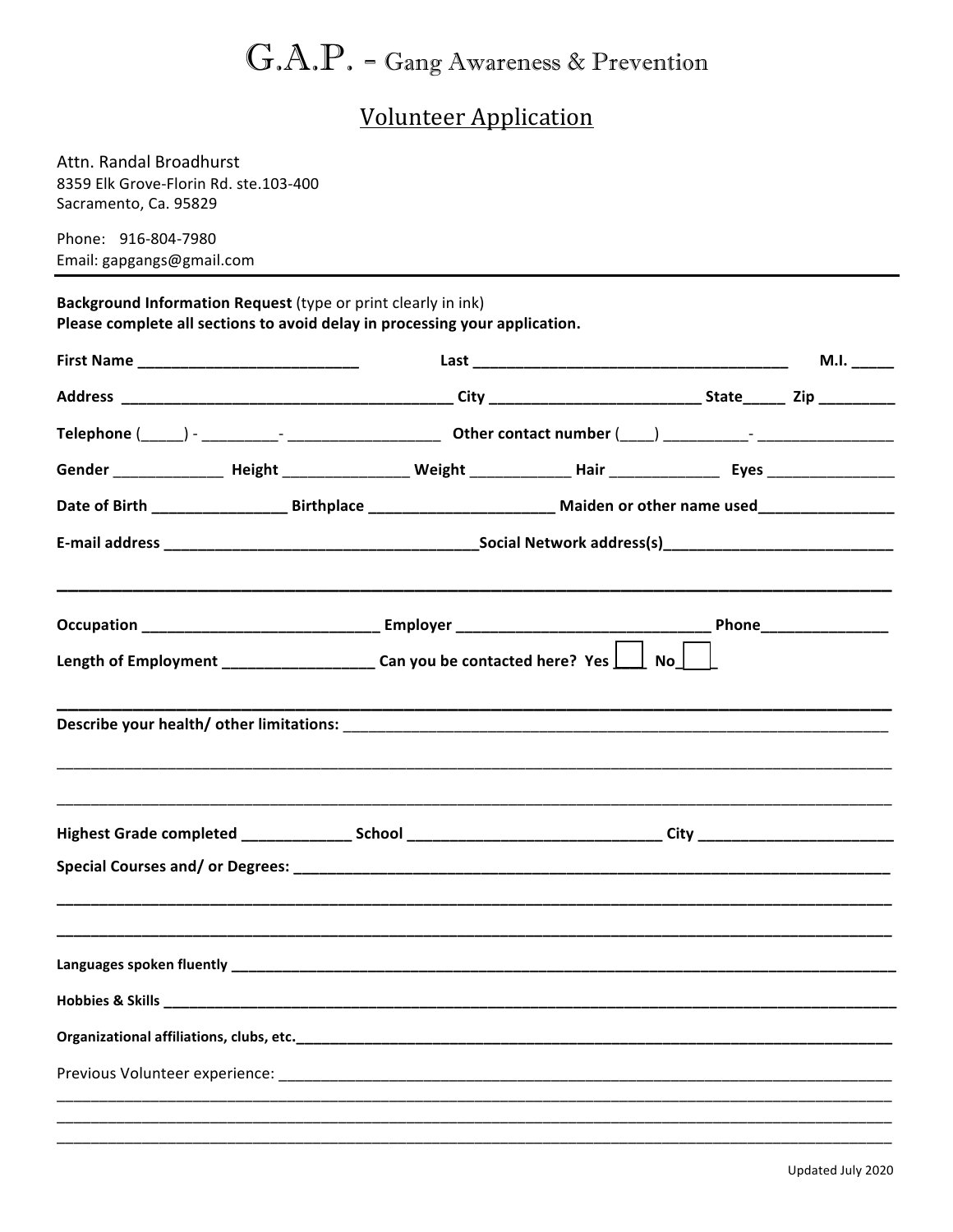# G.A.P. - Gang Awareness & Prevention

## Volunteer Application

Attn. Randal Broadhurst
8359 Elk Grove-Florin Rd. ste.103-400
Sacramento, Ca. 95829

Phone: 916-804-7980
Email: gapgangs@gmail.com

---

**Background Information Request** (type or print clearly in ink)
**Please complete all sections to avoid delay in processing your application.**

**First Name** __________________________ **Last** ______________________________________ **M.I.** _____

**Address** _______________________________________ **City** ________________________ **State**_____ **Zip** _________

**Telephone** (_____) - _________- _________________ **Other contact number** (____) __________- ________________

**Gender** _____________ **Height** ______________ **Weight** ____________ **Hair** _____________ **Eyes** _______________

**Date of Birth** ________________ **Birthplace** ______________________ **Maiden or other name used**________________

**E-mail address** ____________________________________**Social Network address(s)**___________________________

_____________________________________________________________________________________________

**Occupation** ____________________________ **Employer** ______________________________ **Phone**_______________

**Length of Employment** _________________ **Can you be contacted here? Yes** ____ **No**____

_____________________________________________________________________________________________

**Describe your health/ other limitations:** _________________________________________________________________

_____________________________________________________________________________________________

_____________________________________________________________________________________________

**Highest Grade completed** _____________ **School** ______________________________ **City** _______________________

**Special Courses and/ or Degrees:** __________________________________________________________________________

_____________________________________________________________________________________________

_____________________________________________________________________________________________

**Languages spoken fluently** _____________________________________________________________________________

**Hobbies & Skills** ___________________________________________________________________________________

**Organizational affiliations, clubs, etc.**_____________________________________________________________________

Previous Volunteer experience: ____________________________________________________________________________

_____________________________________________________________________________________________

_____________________________________________________________________________________________

_____________________________________________________________________________________________

Updated July 2020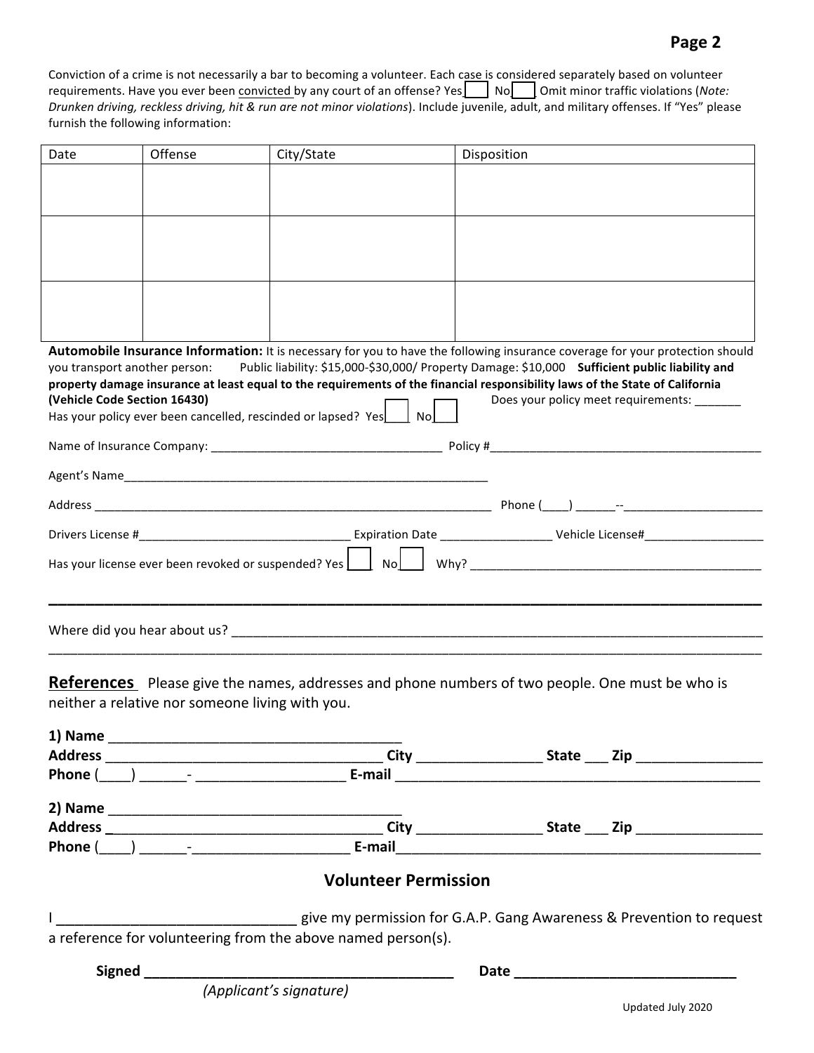Conviction of a crime is not necessarily a bar to becoming a volunteer. Each case is considered separately based on volunteer requirements. Have you ever been convicted by any court of an offense? Yes ☐ No ☐ Omit minor traffic violations (*Note: Drunken driving, reckless driving, hit & run are not minor violations*). Include juvenile, adult, and military offenses. If "Yes" please furnish the following information:

| Date | Offense | City/State | Disposition |
|---|---|---|---|
| | | | |
| | | | |
| | | | |

**Automobile Insurance Information:** It is necessary for you to have the following insurance coverage for your protection should you transport another person: Public liability: $15,000-$30,000/ Property Damage: $10,000 **Sufficient public liability and property damage insurance at least equal to the requirements of the financial responsibility laws of the State of California (Vehicle Code Section 16430)** Does your policy meet requirements: _______

Has your policy ever been cancelled, rescinded or lapsed? Yes ☐ No ☐

Name of Insurance Company: ___________________________________ Policy #_________________________________________

Agent's Name_________________________________________________________

Address _______________________________________________________________ Phone (____) ______--_____________________

Drivers License #________________________________ Expiration Date ________________ Vehicle License#__________________

Has your license ever been revoked or suspended? Yes ☐ No ☐ Why? _____________________________________________

_______________________________________________________________________________________________

Where did you hear about us? ___________________________________________________________________________

_______________________________________________________________________________________________

## References

Please give the names, addresses and phone numbers of two people. One must be who is neither a relative nor someone living with you.

**1) Name** _____________________________________
**Address** ____________________________________ **City** ________________ **State** ___ **Zip** ________________
**Phone** (____) ______- ___________________ **E-mail** _______________________________________________

**2) Name** _____________________________________
**Address** ____________________________________ **City** ________________ **State** ___ **Zip** ________________
**Phone** (____) ______-____________________ **E-mail**________________________________________________

## Volunteer Permission

I ______________________________ give my permission for G.A.P. Gang Awareness & Prevention to request a reference for volunteering from the above named person(s).

**Signed** ________________________________________ **Date** ____________________________

*(Applicant's signature)*

Updated July 2020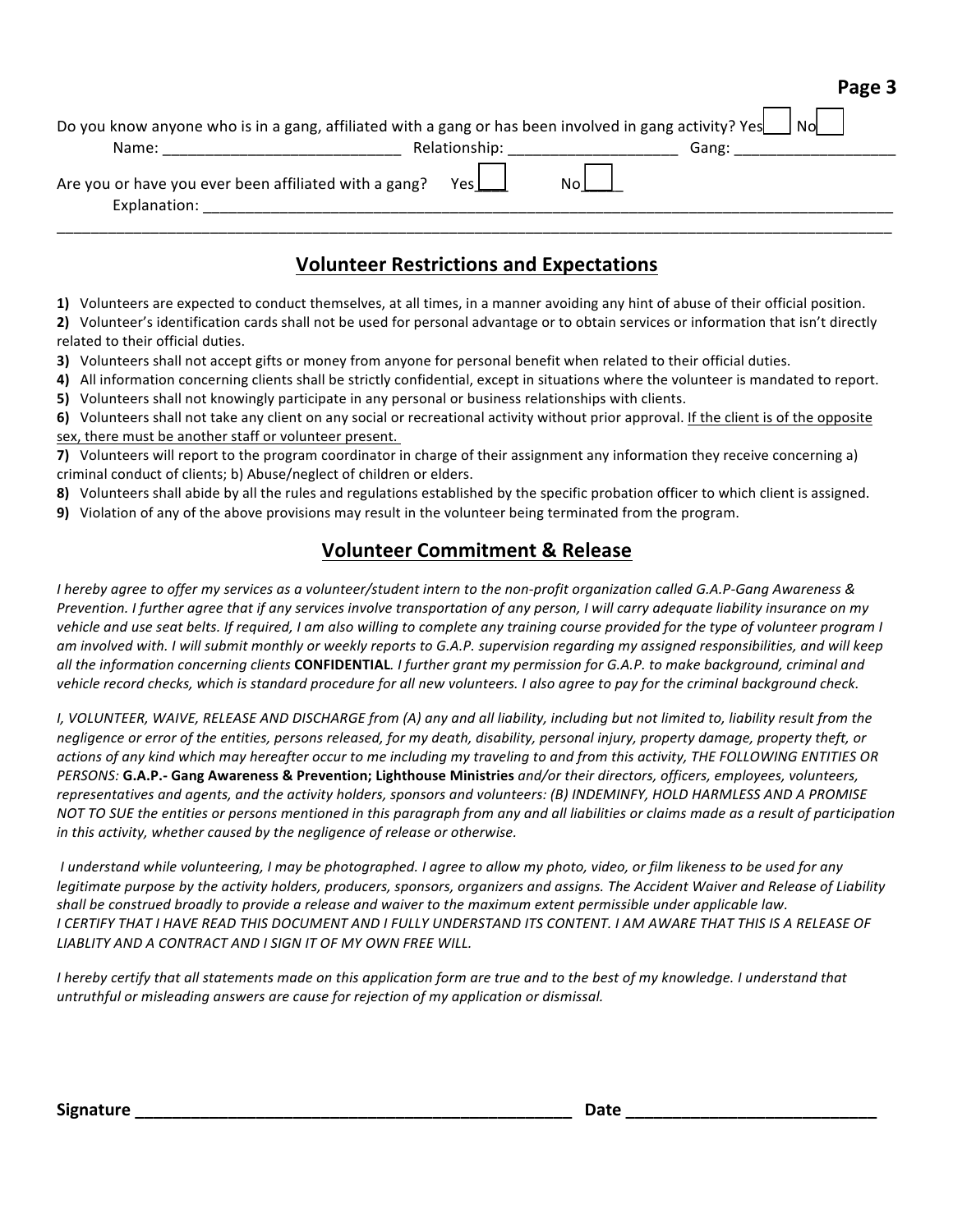Do you know anyone who is in a gang, affiliated with a gang or has been involved in gang activity? Yes☐ No☐

Name: ____________________________ Relationship: ____________________ Gang: ___________________

Are you or have you ever been affiliated with a gang? Yes☐ No☐

Explanation: ________________________________________________________________________________________

________________________________________________________________________________________________

## Volunteer Restrictions and Expectations

**1)** Volunteers are expected to conduct themselves, at all times, in a manner avoiding any hint of abuse of their official position.
**2)** Volunteer's identification cards shall not be used for personal advantage or to obtain services or information that isn't directly related to their official duties.
**3)** Volunteers shall not accept gifts or money from anyone for personal benefit when related to their official duties.
**4)** All information concerning clients shall be strictly confidential, except in situations where the volunteer is mandated to report.
**5)** Volunteers shall not knowingly participate in any personal or business relationships with clients.
**6)** Volunteers shall not take any client on any social or recreational activity without prior approval. <u>If the client is of the opposite sex, there must be another staff or volunteer present.</u>
**7)** Volunteers will report to the program coordinator in charge of their assignment any information they receive concerning a) criminal conduct of clients; b) Abuse/neglect of children or elders.
**8)** Volunteers shall abide by all the rules and regulations established by the specific probation officer to which client is assigned.
**9)** Violation of any of the above provisions may result in the volunteer being terminated from the program.

## Volunteer Commitment & Release

*I hereby agree to offer my services as a volunteer/student intern to the non-profit organization called G.A.P-Gang Awareness & Prevention. I further agree that if any services involve transportation of any person, I will carry adequate liability insurance on my vehicle and use seat belts. If required, I am also willing to complete any training course provided for the type of volunteer program I am involved with. I will submit monthly or weekly reports to G.A.P. supervision regarding my assigned responsibilities, and will keep all the information concerning clients* **CONFIDENTIAL**. *I further grant my permission for G.A.P. to make background, criminal and vehicle record checks, which is standard procedure for all new volunteers. I also agree to pay for the criminal background check.*

*I, VOLUNTEER, WAIVE, RELEASE AND DISCHARGE from (A) any and all liability, including but not limited to, liability result from the negligence or error of the entities, persons released, for my death, disability, personal injury, property damage, property theft, or actions of any kind which may hereafter occur to me including my traveling to and from this activity, THE FOLLOWING ENTITIES OR PERSONS:* **G.A.P.- Gang Awareness & Prevention; Lighthouse Ministries** *and/or their directors, officers, employees, volunteers, representatives and agents, and the activity holders, sponsors and volunteers: (B) INDEMINFY, HOLD HARMLESS AND A PROMISE NOT TO SUE the entities or persons mentioned in this paragraph from any and all liabilities or claims made as a result of participation in this activity, whether caused by the negligence of release or otherwise.*

*I understand while volunteering, I may be photographed. I agree to allow my photo, video, or film likeness to be used for any legitimate purpose by the activity holders, producers, sponsors, organizers and assigns. The Accident Waiver and Release of Liability shall be construed broadly to provide a release and waiver to the maximum extent permissible under applicable law.*
*I CERTIFY THAT I HAVE READ THIS DOCUMENT AND I FULLY UNDERSTAND ITS CONTENT. I AM AWARE THAT THIS IS A RELEASE OF LIABLITY AND A CONTRACT AND I SIGN IT OF MY OWN FREE WILL.*

*I hereby certify that all statements made on this application form are true and to the best of my knowledge. I understand that untruthful or misleading answers are cause for rejection of my application or dismissal.*

**Signature** ______________________________________________ **Date** ___________________________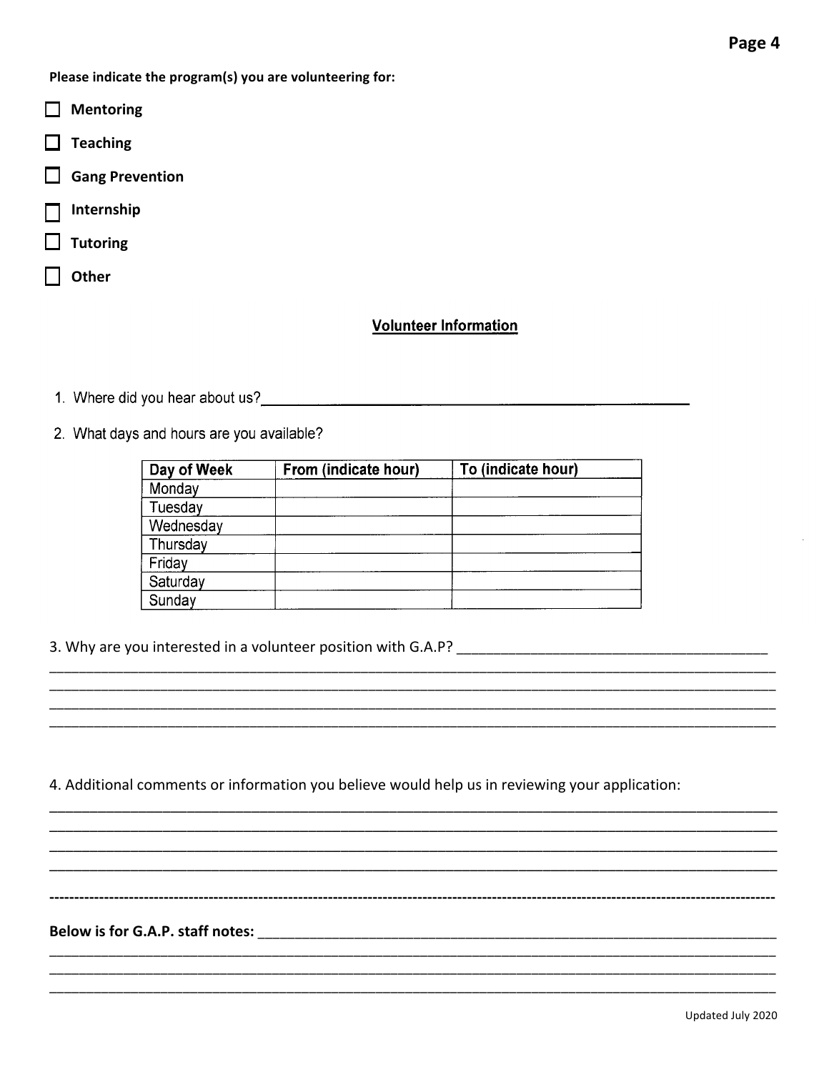**Please indicate the program(s) you are volunteering for:**

- ☐ **Mentoring**
- ☐ **Teaching**
- ☐ **Gang Prevention**
- ☐ **Internship**
- ☐ **Tutoring**
- ☐ **Other**

## Volunteer Information

1. Where did you hear about us?\_\_\_\_\_\_\_\_\_\_\_\_\_\_\_\_\_\_\_\_\_\_\_\_\_\_\_\_\_\_\_\_\_\_\_\_\_\_\_\_\_\_\_\_\_\_\_\_

2. What days and hours are you available?

| Day of Week | From (indicate hour) | To (indicate hour) |
|---|---|---|
| Monday | | |
| Tuesday | | |
| Wednesday | | |
| Thursday | | |
| Friday | | |
| Saturday | | |
| Sunday | | |

3. Why are you interested in a volunteer position with G.A.P? \_\_\_\_\_\_\_\_\_\_\_\_\_\_\_\_\_\_\_\_\_\_\_\_\_\_\_\_\_\_\_\_\_\_\_\_\_\_\_\_

\_\_\_\_\_\_\_\_\_\_\_\_\_\_\_\_\_\_\_\_\_\_\_\_\_\_\_\_\_\_\_\_\_\_\_\_\_\_\_\_\_\_\_\_\_\_\_\_\_\_\_\_\_\_\_\_\_\_\_\_\_\_\_\_\_\_\_\_\_\_\_\_\_\_\_\_\_\_\_\_\_\_\_\_\_\_\_\_\_\_\_\_\_\_

\_\_\_\_\_\_\_\_\_\_\_\_\_\_\_\_\_\_\_\_\_\_\_\_\_\_\_\_\_\_\_\_\_\_\_\_\_\_\_\_\_\_\_\_\_\_\_\_\_\_\_\_\_\_\_\_\_\_\_\_\_\_\_\_\_\_\_\_\_\_\_\_\_\_\_\_\_\_\_\_\_\_\_\_\_\_\_\_\_\_\_\_\_\_

\_\_\_\_\_\_\_\_\_\_\_\_\_\_\_\_\_\_\_\_\_\_\_\_\_\_\_\_\_\_\_\_\_\_\_\_\_\_\_\_\_\_\_\_\_\_\_\_\_\_\_\_\_\_\_\_\_\_\_\_\_\_\_\_\_\_\_\_\_\_\_\_\_\_\_\_\_\_\_\_\_\_\_\_\_\_\_\_\_\_\_\_\_\_

\_\_\_\_\_\_\_\_\_\_\_\_\_\_\_\_\_\_\_\_\_\_\_\_\_\_\_\_\_\_\_\_\_\_\_\_\_\_\_\_\_\_\_\_\_\_\_\_\_\_\_\_\_\_\_\_\_\_\_\_\_\_\_\_\_\_\_\_\_\_\_\_\_\_\_\_\_\_\_\_\_\_\_\_\_\_\_\_\_\_\_\_\_\_

4. Additional comments or information you believe would help us in reviewing your application:

\_\_\_\_\_\_\_\_\_\_\_\_\_\_\_\_\_\_\_\_\_\_\_\_\_\_\_\_\_\_\_\_\_\_\_\_\_\_\_\_\_\_\_\_\_\_\_\_\_\_\_\_\_\_\_\_\_\_\_\_\_\_\_\_\_\_\_\_\_\_\_\_\_\_\_\_\_\_\_\_\_\_\_\_\_\_\_\_\_\_\_\_\_\_

\_\_\_\_\_\_\_\_\_\_\_\_\_\_\_\_\_\_\_\_\_\_\_\_\_\_\_\_\_\_\_\_\_\_\_\_\_\_\_\_\_\_\_\_\_\_\_\_\_\_\_\_\_\_\_\_\_\_\_\_\_\_\_\_\_\_\_\_\_\_\_\_\_\_\_\_\_\_\_\_\_\_\_\_\_\_\_\_\_\_\_\_\_\_

\_\_\_\_\_\_\_\_\_\_\_\_\_\_\_\_\_\_\_\_\_\_\_\_\_\_\_\_\_\_\_\_\_\_\_\_\_\_\_\_\_\_\_\_\_\_\_\_\_\_\_\_\_\_\_\_\_\_\_\_\_\_\_\_\_\_\_\_\_\_\_\_\_\_\_\_\_\_\_\_\_\_\_\_\_\_\_\_\_\_\_\_\_\_

\_\_\_\_\_\_\_\_\_\_\_\_\_\_\_\_\_\_\_\_\_\_\_\_\_\_\_\_\_\_\_\_\_\_\_\_\_\_\_\_\_\_\_\_\_\_\_\_\_\_\_\_\_\_\_\_\_\_\_\_\_\_\_\_\_\_\_\_\_\_\_\_\_\_\_\_\_\_\_\_\_\_\_\_\_\_\_\_\_\_\_\_\_\_

---

**Below is for G.A.P. staff notes:** \_\_\_\_\_\_\_\_\_\_\_\_\_\_\_\_\_\_\_\_\_\_\_\_\_\_\_\_\_\_\_\_\_\_\_\_\_\_\_\_\_\_\_\_\_\_\_\_\_\_\_\_\_\_\_\_\_\_\_\_\_\_\_\_\_\_

\_\_\_\_\_\_\_\_\_\_\_\_\_\_\_\_\_\_\_\_\_\_\_\_\_\_\_\_\_\_\_\_\_\_\_\_\_\_\_\_\_\_\_\_\_\_\_\_\_\_\_\_\_\_\_\_\_\_\_\_\_\_\_\_\_\_\_\_\_\_\_\_\_\_\_\_\_\_\_\_\_\_\_\_\_\_\_\_\_\_\_\_\_\_

\_\_\_\_\_\_\_\_\_\_\_\_\_\_\_\_\_\_\_\_\_\_\_\_\_\_\_\_\_\_\_\_\_\_\_\_\_\_\_\_\_\_\_\_\_\_\_\_\_\_\_\_\_\_\_\_\_\_\_\_\_\_\_\_\_\_\_\_\_\_\_\_\_\_\_\_\_\_\_\_\_\_\_\_\_\_\_\_\_\_\_\_\_\_

\_\_\_\_\_\_\_\_\_\_\_\_\_\_\_\_\_\_\_\_\_\_\_\_\_\_\_\_\_\_\_\_\_\_\_\_\_\_\_\_\_\_\_\_\_\_\_\_\_\_\_\_\_\_\_\_\_\_\_\_\_\_\_\_\_\_\_\_\_\_\_\_\_\_\_\_\_\_\_\_\_\_\_\_\_\_\_\_\_\_\_\_\_\_

Updated July 2020